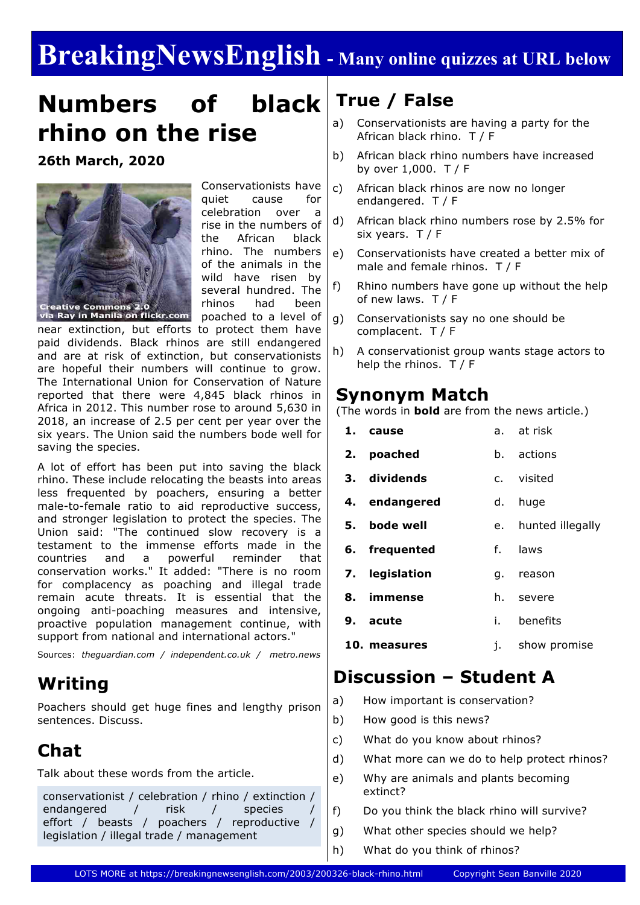# BreakingNewsEnglish - Many online quizzes at URL below

## Numbers of black rhino on the rise

**26th March, 2020**

Creative Commons 2.0 via Ray in Manila on flickr.com

Conservationists have quiet cause for celebration over a rise in the numbers of the African black rhino. The numbers of the animals in the wild have risen by several hundred. The rhinos had been poached to a level of near extinction, but efforts to protect them have paid dividends. Black rhinos are still endangered and are at risk of extinction, but conservationists are hopeful their numbers will continue to grow. The International Union for Conservation of Nature reported that there were 4,845 black rhinos in Africa in 2012. This number rose to around 5,630 in 2018, an increase of 2.5 per cent per year over the six years. The Union said the numbers bode well for saving the species.

A lot of effort has been put into saving the black rhino. These include relocating the beasts into areas less frequented by poachers, ensuring a better male-to-female ratio to aid reproductive success, and stronger legislation to protect the species. The Union said: "The continued slow recovery is a testament to the immense efforts made in the countries and a powerful reminder that conservation works." It added: "There is no room for complacency as poaching and illegal trade remain acute threats. It is essential that the ongoing anti-poaching measures and intensive, proactive population management continue, with support from national and international actors."

Sources: *theguardian.com* / *independent.co.uk* / *metro.news*

## Writing

Poachers should get huge fines and lengthy prison sentences. Discuss.

## Chat

Talk about these words from the article.

conservationist / celebration / rhino / extinction / endangered / risk / species / effort / beasts / poachers / reproductive / legislation / illegal trade / management

## True / False

a) Conservationists are having a party for the African black rhino. T / F

b) African black rhino numbers have increased by over 1,000. T / F

c) African black rhinos are now no longer endangered. T / F

d) African black rhino numbers rose by 2.5% for six years. T / F

e) Conservationists have created a better mix of male and female rhinos. T / F

f) Rhino numbers have gone up without the help of new laws. T / F

g) Conservationists say no one should be complacent. T / F

h) A conservationist group wants stage actors to help the rhinos. T / F

## Synonym Match

(The words in **bold** are from the news article.)

| | | | |
|---|---|---|---|
| 1. | **cause** | a. | at risk |
| 2. | **poached** | b. | actions |
| 3. | **dividends** | c. | visited |
| 4. | **endangered** | d. | huge |
| 5. | **bode well** | e. | hunted illegally |
| 6. | **frequented** | f. | laws |
| 7. | **legislation** | g. | reason |
| 8. | **immense** | h. | severe |
| 9. | **acute** | i. | benefits |
| 10. | **measures** | j. | show promise |

## Discussion – Student A

a) How important is conservation?

b) How good is this news?

c) What do you know about rhinos?

d) What more can we do to help protect rhinos?

e) Why are animals and plants becoming extinct?

f) Do you think the black rhino will survive?

g) What other species should we help?

h) What do you think of rhinos?

LOTS MORE at https://breakingnewsenglish.com/2003/200326-black-rhino.html Copyright Sean Banville 2020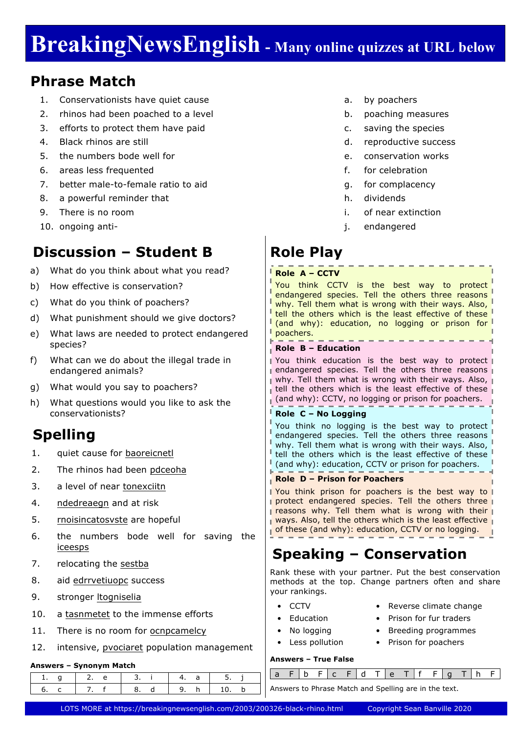# BreakingNewsEnglish - Many online quizzes at URL below

## Phrase Match

1. Conservationists have quiet cause
2. rhinos had been poached to a level
3. efforts to protect them have paid
4. Black rhinos are still
5. the numbers bode well for
6. areas less frequented
7. better male-to-female ratio to aid
8. a powerful reminder that
9. There is no room
10. ongoing anti-

a. by poachers
b. poaching measures
c. saving the species
d. reproductive success
e. conservation works
f. for celebration
g. for complacency
h. dividends
i. of near extinction
j. endangered

## Discussion – Student B

a) What do you think about what you read?
b) How effective is conservation?
c) What do you think of poachers?
d) What punishment should we give doctors?
e) What laws are needed to protect endangered species?
f) What can we do about the illegal trade in endangered animals?
g) What would you say to poachers?
h) What questions would you like to ask the conservationists?

## Spelling

1. quiet cause for baoreicnetl
2. The rhinos had been pdceoha
3. a level of near tonexciitn
4. ndedreaegn and at risk
5. rnoisincatosvste are hopeful
6. the numbers bode well for saving the iceesps
7. relocating the sestba
8. aid edrrvetiuopc success
9. stronger ltogniselia
10. a tasnmetet to the immense efforts
11. There is no room for ocnpcamelcy
12. intensive, pvociaret population management

**Answers – Synonym Match**

| | | | | |
|---|---|---|---|---|
| 1. g | 2. e | 3. i | 4. a | 5. j |
| 6. c | 7. f | 8. d | 9. h | 10. b |

## Role Play

**Role A – CCTV**

You think CCTV is the best way to protect endangered species. Tell the others three reasons why. Tell them what is wrong with their ways. Also, tell the others which is the least effective of these (and why): education, no logging or prison for poachers.

**Role B – Education**

You think education is the best way to protect endangered species. Tell the others three reasons why. Tell them what is wrong with their ways. Also, tell the others which is the least effective of these (and why): CCTV, no logging or prison for poachers.

**Role C – No Logging**

You think no logging is the best way to protect endangered species. Tell the others three reasons why. Tell them what is wrong with their ways. Also, tell the others which is the least effective of these (and why): education, CCTV or prison for poachers.

**Role D – Prison for Poachers**

You think prison for poachers is the best way to protect endangered species. Tell the others three reasons why. Tell them what is wrong with their ways. Also, tell the others which is the least effective of these (and why): education, CCTV or no logging.

## Speaking – Conservation

Rank these with your partner. Put the best conservation methods at the top. Change partners often and share your rankings.

- CCTV
- Education
- No logging
- Less pollution
- Reverse climate change
- Prison for fur traders
- Breeding programmes
- Prison for poachers

**Answers – True False**

| | | | | | | | | | | | | | | | |
|---|---|---|---|---|---|---|---|---|---|---|---|---|---|---|---|
| a | F | b | F | c | F | d | T | e | T | f | F | g | T | h | F |

Answers to Phrase Match and Spelling are in the text.

LOTS MORE at https://breakingnewsenglish.com/2003/200326-black-rhino.html Copyright Sean Banville 2020